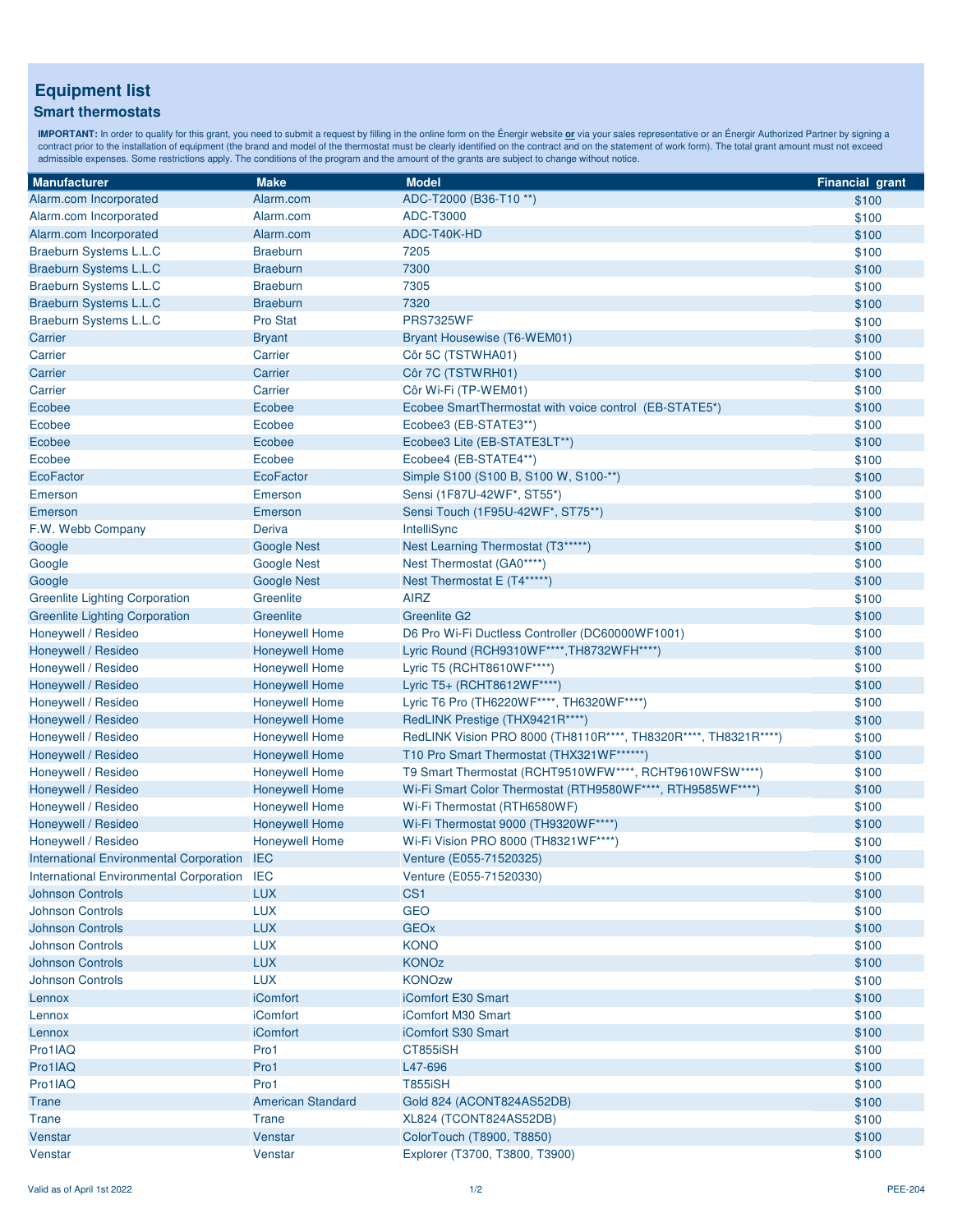# Equipment list

## Smart thermostats

**IMPORTANT:** In order to qualify for this grant, you need to submit a request by filling in the online form on the Énergir website **or** via your sales representative or an Énergir Authorized Partner by signing a contract prior to the installation of equipment (the brand and model of the thermostat must be clearly identified on the contract and on the statement of work form). The total grant amount must not exceed admissible expenses. Some restrictions apply. The conditions of the program and the amount of the grants are subject to change without notice.

| Manufacturer | Make | Model | Financial grant |
|---|---|---|---|
| Alarm.com Incorporated | Alarm.com | ADC-T2000 (B36-T10 **) | $100 |
| Alarm.com Incorporated | Alarm.com | ADC-T3000 | $100 |
| Alarm.com Incorporated | Alarm.com | ADC-T40K-HD | $100 |
| Braeburn Systems L.L.C | Braeburn | 7205 | $100 |
| Braeburn Systems L.L.C | Braeburn | 7300 | $100 |
| Braeburn Systems L.L.C | Braeburn | 7305 | $100 |
| Braeburn Systems L.L.C | Braeburn | 7320 | $100 |
| Braeburn Systems L.L.C | Pro Stat | PRS7325WF | $100 |
| Carrier | Bryant | Bryant Housewise (T6-WEM01) | $100 |
| Carrier | Carrier | Côr 5C (TSTWHA01) | $100 |
| Carrier | Carrier | Côr 7C (TSTWRH01) | $100 |
| Carrier | Carrier | Côr Wi-Fi (TP-WEM01) | $100 |
| Ecobee | Ecobee | Ecobee SmartThermostat with voice control (EB-STATE5*) | $100 |
| Ecobee | Ecobee | Ecobee3 (EB-STATE3**) | $100 |
| Ecobee | Ecobee | Ecobee3 Lite (EB-STATE3LT**) | $100 |
| Ecobee | Ecobee | Ecobee4 (EB-STATE4**) | $100 |
| EcoFactor | EcoFactor | Simple S100 (S100 B, S100 W, S100-**) | $100 |
| Emerson | Emerson | Sensi (1F87U-42WF*, ST55*) | $100 |
| Emerson | Emerson | Sensi Touch (1F95U-42WF*, ST75**) | $100 |
| F.W. Webb Company | Deriva | IntelliSync | $100 |
| Google | Google Nest | Nest Learning Thermostat (T3*****) | $100 |
| Google | Google Nest | Nest Thermostat (GA0****) | $100 |
| Google | Google Nest | Nest Thermostat E (T4*****) | $100 |
| Greenlite Lighting Corporation | Greenlite | AIRZ | $100 |
| Greenlite Lighting Corporation | Greenlite | Greenlite G2 | $100 |
| Honeywell / Resideo | Honeywell Home | D6 Pro Wi-Fi Ductless Controller (DC60000WF1001) | $100 |
| Honeywell / Resideo | Honeywell Home | Lyric Round (RCH9310WF****,TH8732WFH****) | $100 |
| Honeywell / Resideo | Honeywell Home | Lyric T5 (RCHT8610WF****) | $100 |
| Honeywell / Resideo | Honeywell Home | Lyric T5+ (RCHT8612WF****) | $100 |
| Honeywell / Resideo | Honeywell Home | Lyric T6 Pro (TH6220WF****, TH6320WF****) | $100 |
| Honeywell / Resideo | Honeywell Home | RedLINK Prestige (THX9421R****) | $100 |
| Honeywell / Resideo | Honeywell Home | RedLINK Vision PRO 8000 (TH8110R****, TH8320R****, TH8321R****) | $100 |
| Honeywell / Resideo | Honeywell Home | T10 Pro Smart Thermostat (THX321WF******) | $100 |
| Honeywell / Resideo | Honeywell Home | T9 Smart Thermostat (RCHT9510WFW****, RCHT9610WFSW****) | $100 |
| Honeywell / Resideo | Honeywell Home | Wi-Fi Smart Color Thermostat (RTH9580WF****, RTH9585WF****) | $100 |
| Honeywell / Resideo | Honeywell Home | Wi-Fi Thermostat (RTH6580WF) | $100 |
| Honeywell / Resideo | Honeywell Home | Wi-Fi Thermostat 9000 (TH9320WF****) | $100 |
| Honeywell / Resideo | Honeywell Home | Wi-Fi Vision PRO 8000 (TH8321WF****) | $100 |
| International Environmental Corporation | IEC | Venture (E055-71520325) | $100 |
| International Environmental Corporation | IEC | Venture (E055-71520330) | $100 |
| Johnson Controls | LUX | CS1 | $100 |
| Johnson Controls | LUX | GEO | $100 |
| Johnson Controls | LUX | GEOx | $100 |
| Johnson Controls | LUX | KONO | $100 |
| Johnson Controls | LUX | KONOz | $100 |
| Johnson Controls | LUX | KONOzw | $100 |
| Lennox | iComfort | iComfort E30 Smart | $100 |
| Lennox | iComfort | iComfort M30 Smart | $100 |
| Lennox | iComfort | iComfort S30 Smart | $100 |
| Pro1IAQ | Pro1 | CT855iSH | $100 |
| Pro1IAQ | Pro1 | L47-696 | $100 |
| Pro1IAQ | Pro1 | T855iSH | $100 |
| Trane | American Standard | Gold 824 (ACONT824AS52DB) | $100 |
| Trane | Trane | XL824 (TCONT824AS52DB) | $100 |
| Venstar | Venstar | ColorTouch (T8900, T8850) | $100 |
| Venstar | Venstar | Explorer (T3700, T3800, T3900) | $100 |

Valid as of April 1st 2022

PEE-204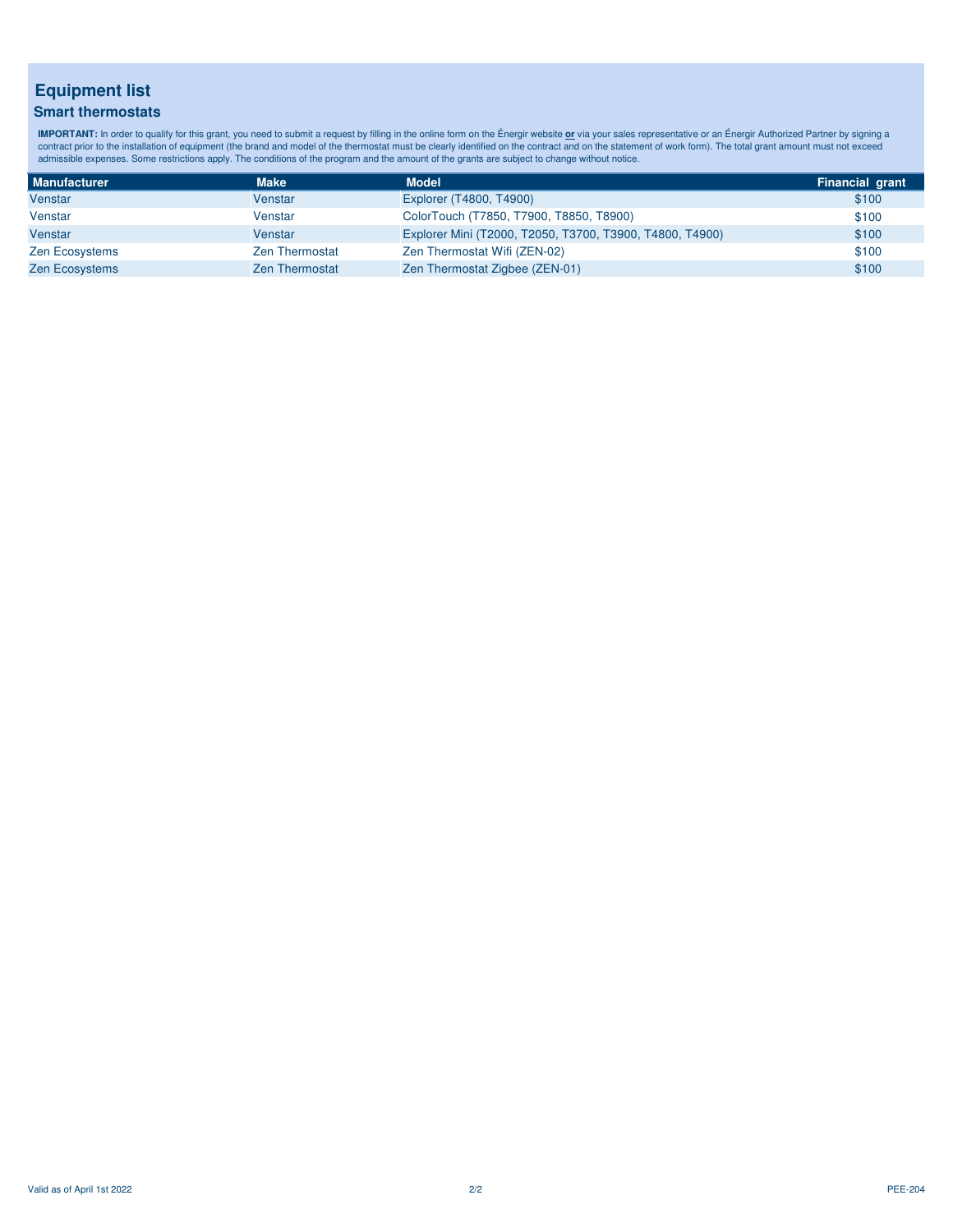# Equipment list

## Smart thermostats

**IMPORTANT:** In order to qualify for this grant, you need to submit a request by filling in the online form on the Énergir website **or** via your sales representative or an Énergir Authorized Partner by signing a contract prior to the installation of equipment (the brand and model of the thermostat must be clearly identified on the contract and on the statement of work form). The total grant amount must not exceed admissible expenses. Some restrictions apply. The conditions of the program and the amount of the grants are subject to change without notice.

| Manufacturer | Make | Model | Financial grant |
|---|---|---|---|
| Venstar | Venstar | Explorer (T4800, T4900) | $100 |
| Venstar | Venstar | ColorTouch (T7850, T7900, T8850, T8900) | $100 |
| Venstar | Venstar | Explorer Mini (T2000, T2050, T3700, T3900, T4800, T4900) | $100 |
| Zen Ecosystems | Zen Thermostat | Zen Thermostat Wifi (ZEN-02) | $100 |
| Zen Ecosystems | Zen Thermostat | Zen Thermostat Zigbee (ZEN-01) | $100 |

Valid as of April 1st 2022

PEE-204